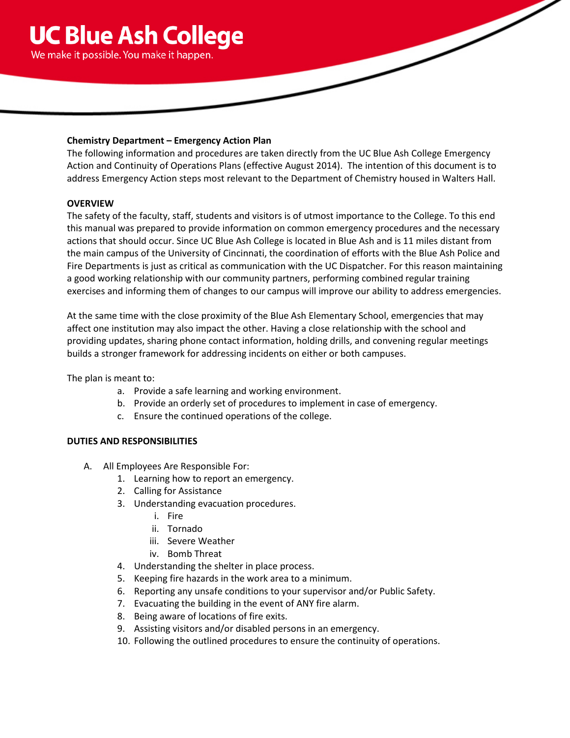UC Blue Ash College
We make it possible. You make it happen.

**Chemistry Department – Emergency Action Plan**

The following information and procedures are taken directly from the UC Blue Ash College Emergency Action and Continuity of Operations Plans (effective August 2014). The intention of this document is to address Emergency Action steps most relevant to the Department of Chemistry housed in Walters Hall.

**OVERVIEW**

The safety of the faculty, staff, students and visitors is of utmost importance to the College. To this end this manual was prepared to provide information on common emergency procedures and the necessary actions that should occur. Since UC Blue Ash College is located in Blue Ash and is 11 miles distant from the main campus of the University of Cincinnati, the coordination of efforts with the Blue Ash Police and Fire Departments is just as critical as communication with the UC Dispatcher. For this reason maintaining a good working relationship with our community partners, performing combined regular training exercises and informing them of changes to our campus will improve our ability to address emergencies.

At the same time with the close proximity of the Blue Ash Elementary School, emergencies that may affect one institution may also impact the other. Having a close relationship with the school and providing updates, sharing phone contact information, holding drills, and convening regular meetings builds a stronger framework for addressing incidents on either or both campuses.

The plan is meant to:

a. Provide a safe learning and working environment.
b. Provide an orderly set of procedures to implement in case of emergency.
c. Ensure the continued operations of the college.

**DUTIES AND RESPONSIBILITIES**

A. All Employees Are Responsible For:
   1. Learning how to report an emergency.
   2. Calling for Assistance
   3. Understanding evacuation procedures.
      i. Fire
      ii. Tornado
      iii. Severe Weather
      iv. Bomb Threat
   4. Understanding the shelter in place process.
   5. Keeping fire hazards in the work area to a minimum.
   6. Reporting any unsafe conditions to your supervisor and/or Public Safety.
   7. Evacuating the building in the event of ANY fire alarm.
   8. Being aware of locations of fire exits.
   9. Assisting visitors and/or disabled persons in an emergency.
   10. Following the outlined procedures to ensure the continuity of operations.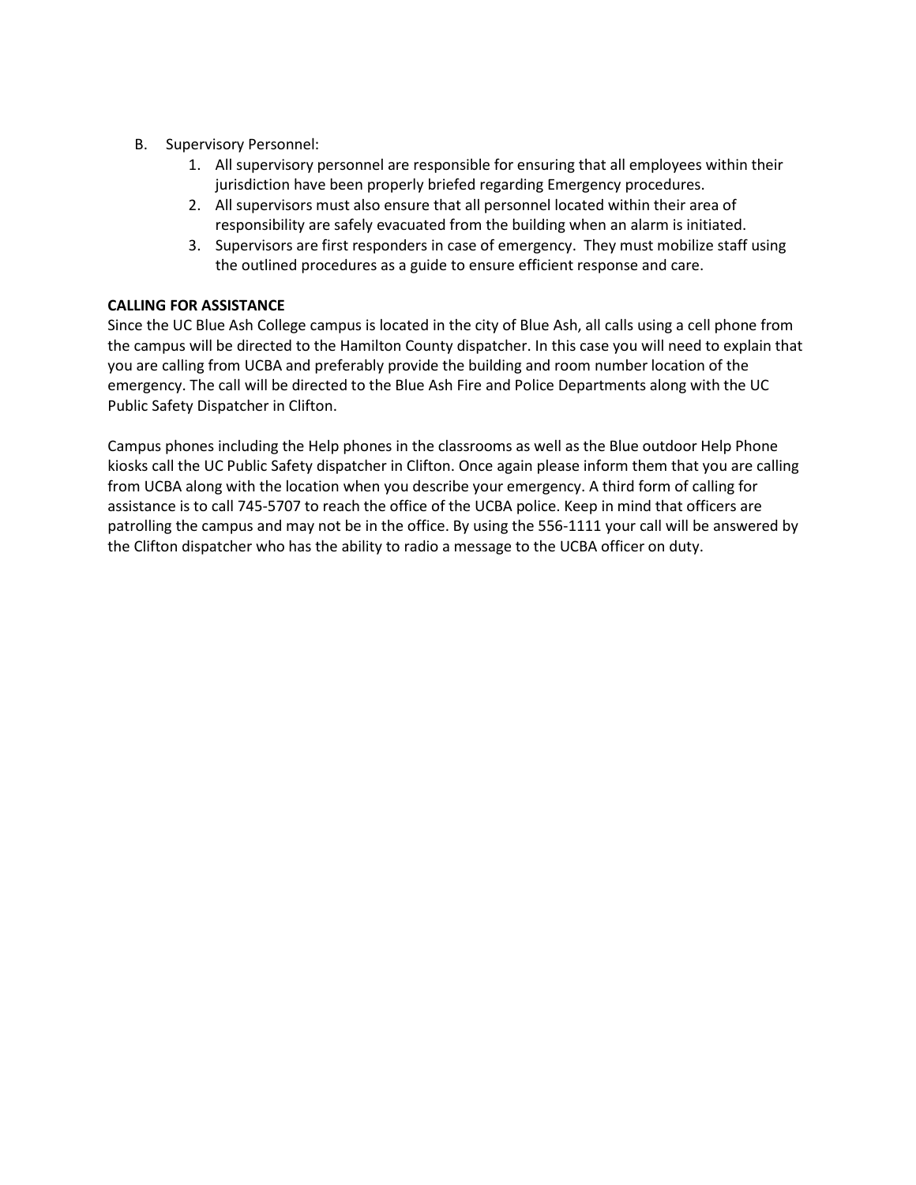B. Supervisory Personnel:
   1. All supervisory personnel are responsible for ensuring that all employees within their jurisdiction have been properly briefed regarding Emergency procedures.
   2. All supervisors must also ensure that all personnel located within their area of responsibility are safely evacuated from the building when an alarm is initiated.
   3. Supervisors are first responders in case of emergency. They must mobilize staff using the outlined procedures as a guide to ensure efficient response and care.

**CALLING FOR ASSISTANCE**

Since the UC Blue Ash College campus is located in the city of Blue Ash, all calls using a cell phone from the campus will be directed to the Hamilton County dispatcher. In this case you will need to explain that you are calling from UCBA and preferably provide the building and room number location of the emergency. The call will be directed to the Blue Ash Fire and Police Departments along with the UC Public Safety Dispatcher in Clifton.

Campus phones including the Help phones in the classrooms as well as the Blue outdoor Help Phone kiosks call the UC Public Safety dispatcher in Clifton. Once again please inform them that you are calling from UCBA along with the location when you describe your emergency. A third form of calling for assistance is to call 745-5707 to reach the office of the UCBA police. Keep in mind that officers are patrolling the campus and may not be in the office. By using the 556-1111 your call will be answered by the Clifton dispatcher who has the ability to radio a message to the UCBA officer on duty.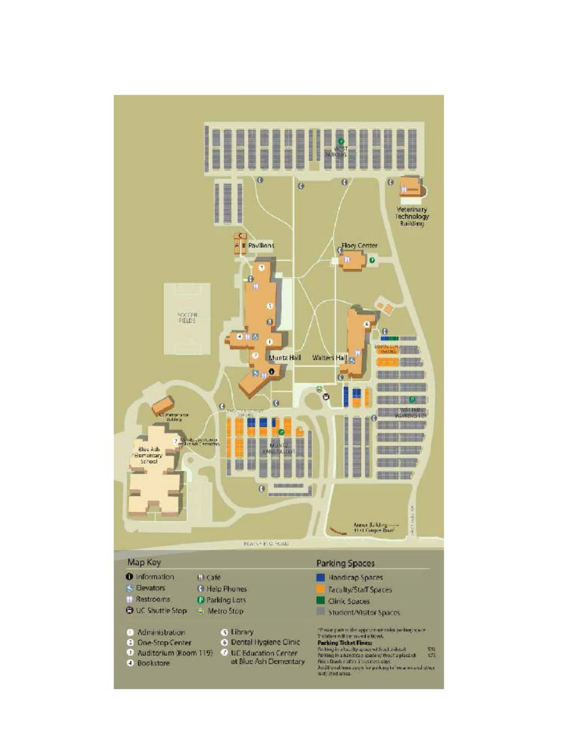## Map Key

- Information
- Elevators
- Restrooms
- UC Shuttle Stop
- Café
- Help Phones
- Parking Lots
- Metro Stop

1. Administration
2. One-Stop Center
3. Auditorium (Room 119)
4. Bookstore
5. Library
6. Dental Hygiene Clinic
7. UC Education Center at Blue Ash Elementary

## Parking Spaces

- Handicap Spaces
- Faculty/Staff Spaces
- Clinic Spaces
- Student/Visitor Spaces

*Please park in the appropriate color parking space. Violators will be issued a ticket.

**Parking Ticket Fines:**

Parking in a faculty space without a decal: $15
Parking in a handicap space without a placard: $75
Fines Double after 5 business days.
Additional fines apply for parking in fire zones and other restricted areas.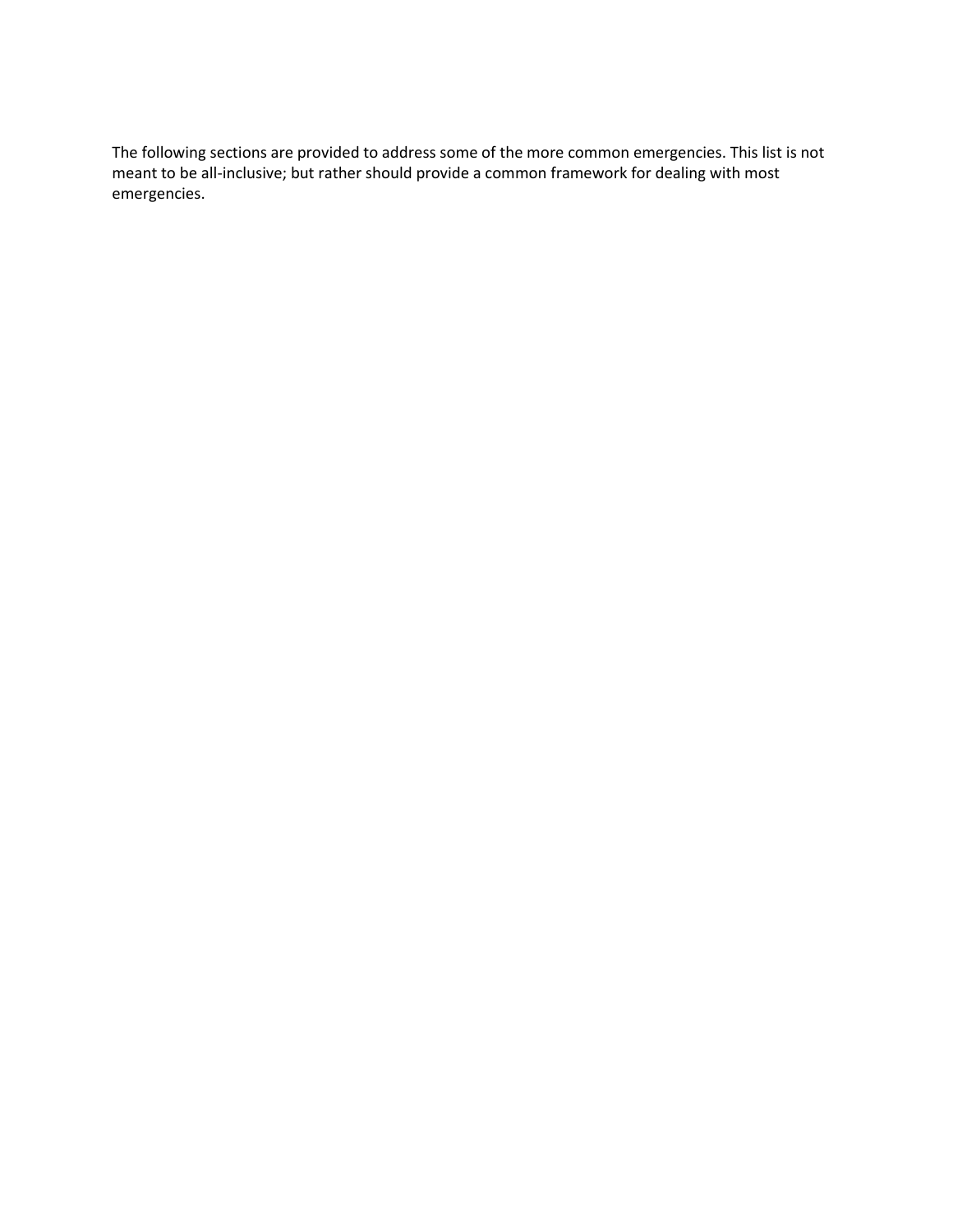The following sections are provided to address some of the more common emergencies. This list is not meant to be all-inclusive; but rather should provide a common framework for dealing with most emergencies.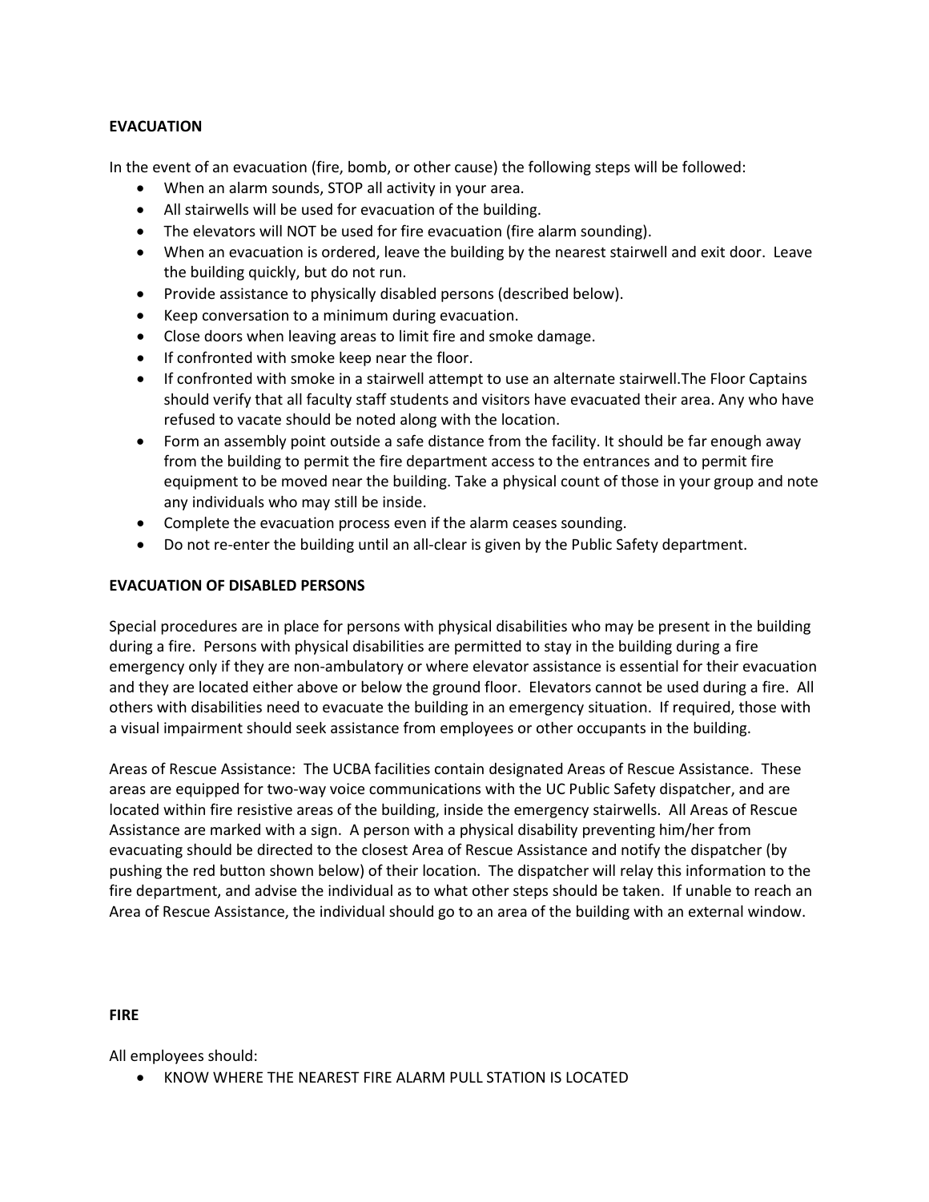**EVACUATION**

In the event of an evacuation (fire, bomb, or other cause) the following steps will be followed:

- When an alarm sounds, STOP all activity in your area.
- All stairwells will be used for evacuation of the building.
- The elevators will NOT be used for fire evacuation (fire alarm sounding).
- When an evacuation is ordered, leave the building by the nearest stairwell and exit door. Leave the building quickly, but do not run.
- Provide assistance to physically disabled persons (described below).
- Keep conversation to a minimum during evacuation.
- Close doors when leaving areas to limit fire and smoke damage.
- If confronted with smoke keep near the floor.
- If confronted with smoke in a stairwell attempt to use an alternate stairwell.The Floor Captains should verify that all faculty staff students and visitors have evacuated their area. Any who have refused to vacate should be noted along with the location.
- Form an assembly point outside a safe distance from the facility. It should be far enough away from the building to permit the fire department access to the entrances and to permit fire equipment to be moved near the building. Take a physical count of those in your group and note any individuals who may still be inside.
- Complete the evacuation process even if the alarm ceases sounding.
- Do not re-enter the building until an all-clear is given by the Public Safety department.

**EVACUATION OF DISABLED PERSONS**

Special procedures are in place for persons with physical disabilities who may be present in the building during a fire. Persons with physical disabilities are permitted to stay in the building during a fire emergency only if they are non-ambulatory or where elevator assistance is essential for their evacuation and they are located either above or below the ground floor. Elevators cannot be used during a fire. All others with disabilities need to evacuate the building in an emergency situation. If required, those with a visual impairment should seek assistance from employees or other occupants in the building.

Areas of Rescue Assistance: The UCBA facilities contain designated Areas of Rescue Assistance. These areas are equipped for two-way voice communications with the UC Public Safety dispatcher, and are located within fire resistive areas of the building, inside the emergency stairwells. All Areas of Rescue Assistance are marked with a sign. A person with a physical disability preventing him/her from evacuating should be directed to the closest Area of Rescue Assistance and notify the dispatcher (by pushing the red button shown below) of their location. The dispatcher will relay this information to the fire department, and advise the individual as to what other steps should be taken. If unable to reach an Area of Rescue Assistance, the individual should go to an area of the building with an external window.

**FIRE**

All employees should:

- KNOW WHERE THE NEAREST FIRE ALARM PULL STATION IS LOCATED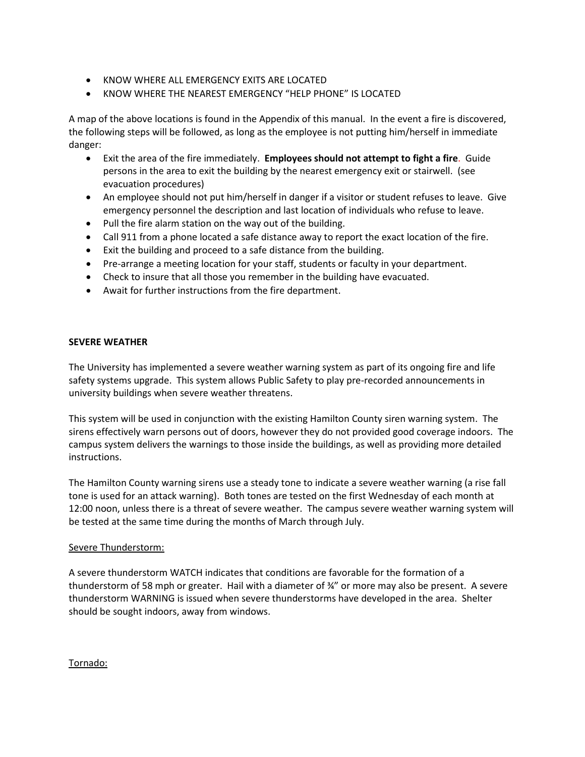- KNOW WHERE ALL EMERGENCY EXITS ARE LOCATED
- KNOW WHERE THE NEAREST EMERGENCY "HELP PHONE" IS LOCATED

A map of the above locations is found in the Appendix of this manual. In the event a fire is discovered, the following steps will be followed, as long as the employee is not putting him/herself in immediate danger:

- Exit the area of the fire immediately. **Employees should not attempt to fight a fire**. Guide persons in the area to exit the building by the nearest emergency exit or stairwell. (see evacuation procedures)
- An employee should not put him/herself in danger if a visitor or student refuses to leave. Give emergency personnel the description and last location of individuals who refuse to leave.
- Pull the fire alarm station on the way out of the building.
- Call 911 from a phone located a safe distance away to report the exact location of the fire.
- Exit the building and proceed to a safe distance from the building.
- Pre-arrange a meeting location for your staff, students or faculty in your department.
- Check to insure that all those you remember in the building have evacuated.
- Await for further instructions from the fire department.

**SEVERE WEATHER**

The University has implemented a severe weather warning system as part of its ongoing fire and life safety systems upgrade. This system allows Public Safety to play pre-recorded announcements in university buildings when severe weather threatens.

This system will be used in conjunction with the existing Hamilton County siren warning system. The sirens effectively warn persons out of doors, however they do not provided good coverage indoors. The campus system delivers the warnings to those inside the buildings, as well as providing more detailed instructions.

The Hamilton County warning sirens use a steady tone to indicate a severe weather warning (a rise fall tone is used for an attack warning). Both tones are tested on the first Wednesday of each month at 12:00 noon, unless there is a threat of severe weather. The campus severe weather warning system will be tested at the same time during the months of March through July.

<u>Severe Thunderstorm:</u>

A severe thunderstorm WATCH indicates that conditions are favorable for the formation of a thunderstorm of 58 mph or greater. Hail with a diameter of ¾" or more may also be present. A severe thunderstorm WARNING is issued when severe thunderstorms have developed in the area. Shelter should be sought indoors, away from windows.

<u>Tornado:</u>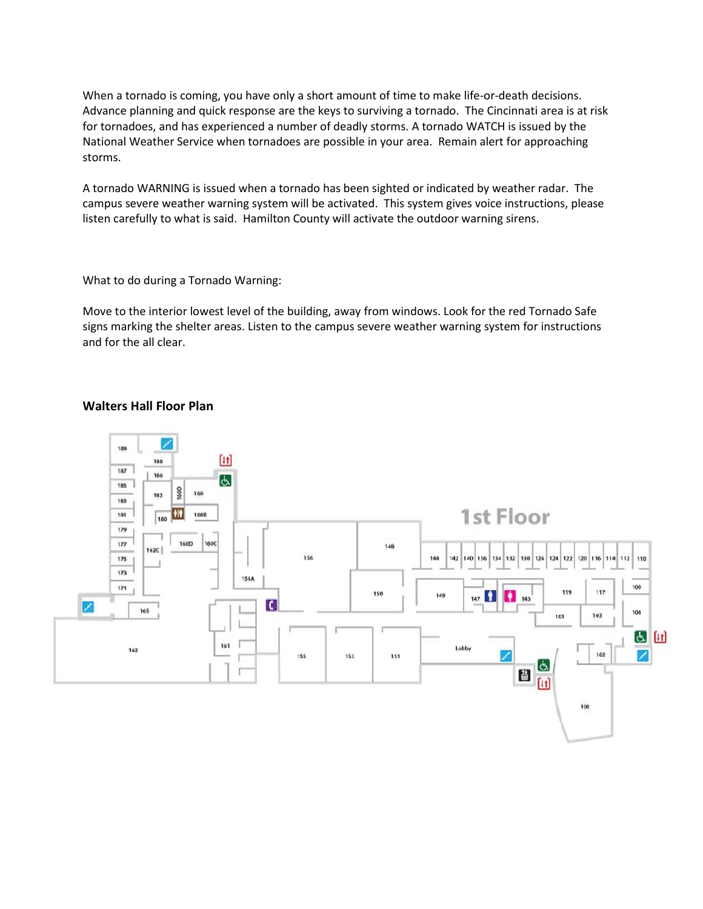When a tornado is coming, you have only a short amount of time to make life-or-death decisions. Advance planning and quick response are the keys to surviving a tornado. The Cincinnati area is at risk for tornadoes, and has experienced a number of deadly storms. A tornado WATCH is issued by the National Weather Service when tornadoes are possible in your area. Remain alert for approaching storms.

A tornado WARNING is issued when a tornado has been sighted or indicated by weather radar. The campus severe weather warning system will be activated. This system gives voice instructions, please listen carefully to what is said. Hamilton County will activate the outdoor warning sirens.

What to do during a Tornado Warning:

Move to the interior lowest level of the building, away from windows. Look for the red Tornado Safe signs marking the shelter areas. Listen to the campus severe weather warning system for instructions and for the all clear.

**Walters Hall Floor Plan**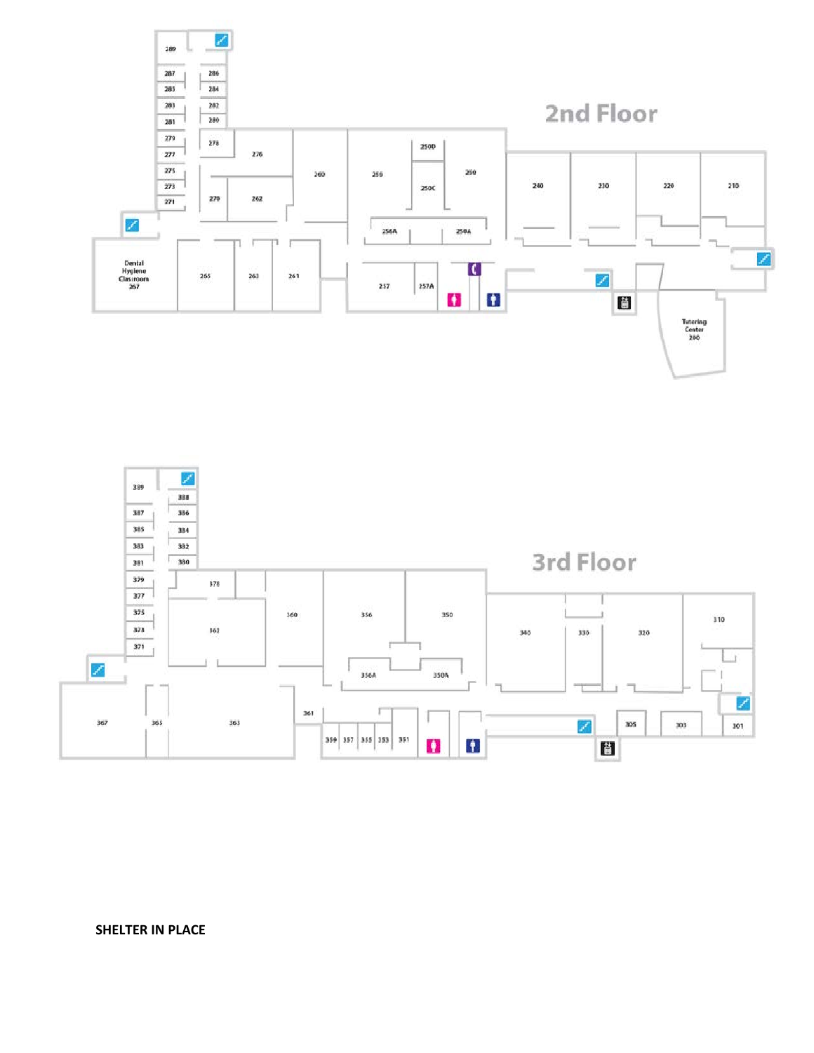2nd Floor

289
287
286
285
284
283
282
281
280
279
278
277
276
275
273
271
270
262
260
256
250D
250
250C
256A
250A
240
230
220
210
Dental Hygiene Classroom 267
265
263
261
257
257A
Tutoring Center 200

3rd Floor

389
388
387
386
385
384
383
382
381
380
379
378
377
375
373
371
362
360
356
350
356A
350A
340
330
320
310
367
365
363
361
359
357
355
353
351
305
303
301

**SHELTER IN PLACE**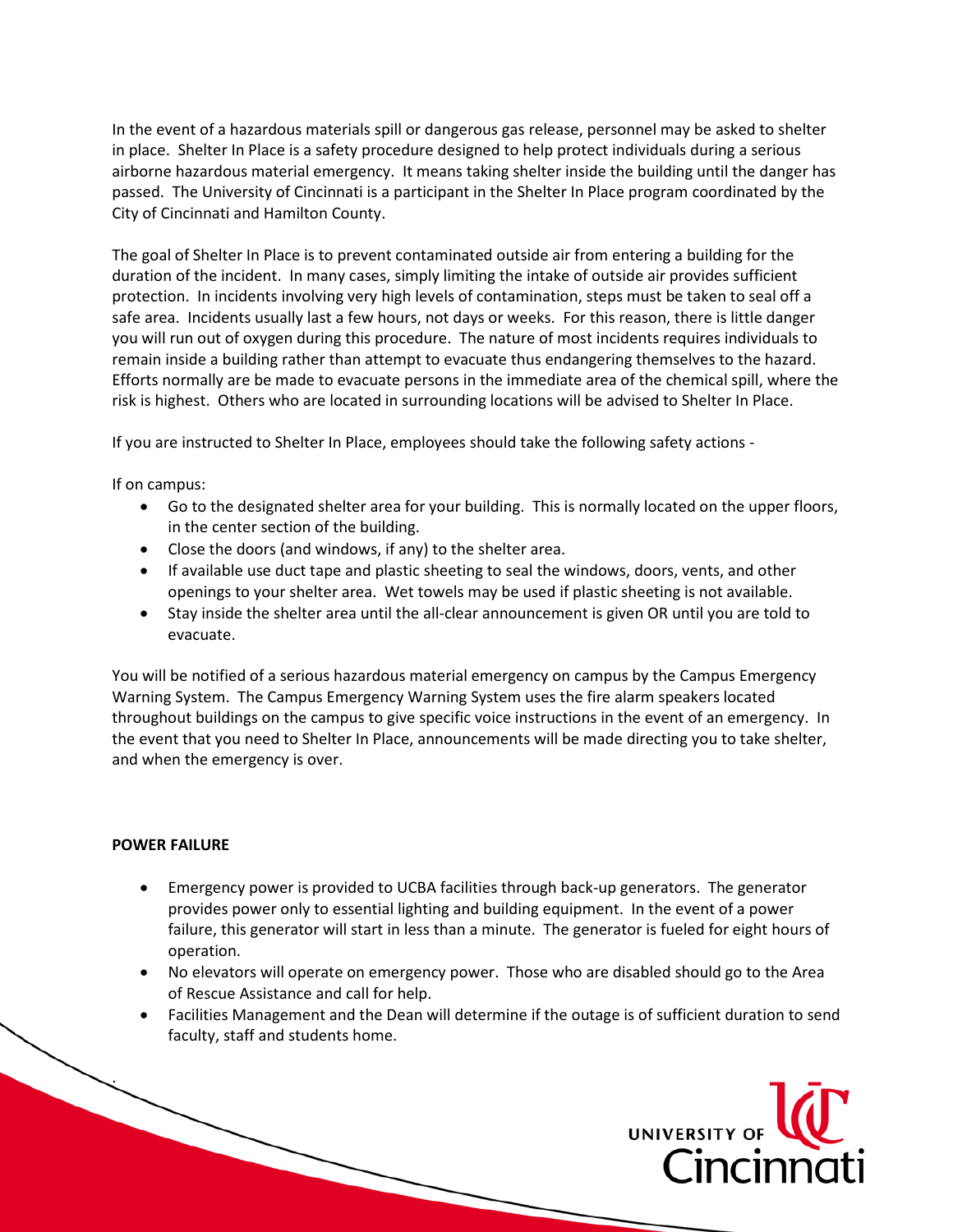In the event of a hazardous materials spill or dangerous gas release, personnel may be asked to shelter in place. Shelter In Place is a safety procedure designed to help protect individuals during a serious airborne hazardous material emergency. It means taking shelter inside the building until the danger has passed. The University of Cincinnati is a participant in the Shelter In Place program coordinated by the City of Cincinnati and Hamilton County.

The goal of Shelter In Place is to prevent contaminated outside air from entering a building for the duration of the incident. In many cases, simply limiting the intake of outside air provides sufficient protection. In incidents involving very high levels of contamination, steps must be taken to seal off a safe area. Incidents usually last a few hours, not days or weeks. For this reason, there is little danger you will run out of oxygen during this procedure. The nature of most incidents requires individuals to remain inside a building rather than attempt to evacuate thus endangering themselves to the hazard. Efforts normally are be made to evacuate persons in the immediate area of the chemical spill, where the risk is highest. Others who are located in surrounding locations will be advised to Shelter In Place.

If you are instructed to Shelter In Place, employees should take the following safety actions -

If on campus:

- Go to the designated shelter area for your building. This is normally located on the upper floors, in the center section of the building.
- Close the doors (and windows, if any) to the shelter area.
- If available use duct tape and plastic sheeting to seal the windows, doors, vents, and other openings to your shelter area. Wet towels may be used if plastic sheeting is not available.
- Stay inside the shelter area until the all-clear announcement is given OR until you are told to evacuate.

You will be notified of a serious hazardous material emergency on campus by the Campus Emergency Warning System. The Campus Emergency Warning System uses the fire alarm speakers located throughout buildings on the campus to give specific voice instructions in the event of an emergency. In the event that you need to Shelter In Place, announcements will be made directing you to take shelter, and when the emergency is over.

**POWER FAILURE**

- Emergency power is provided to UCBA facilities through back-up generators. The generator provides power only to essential lighting and building equipment. In the event of a power failure, this generator will start in less than a minute. The generator is fueled for eight hours of operation.
- No elevators will operate on emergency power. Those who are disabled should go to the Area of Rescue Assistance and call for help.
- Facilities Management and the Dean will determine if the outage is of sufficient duration to send faculty, staff and students home.